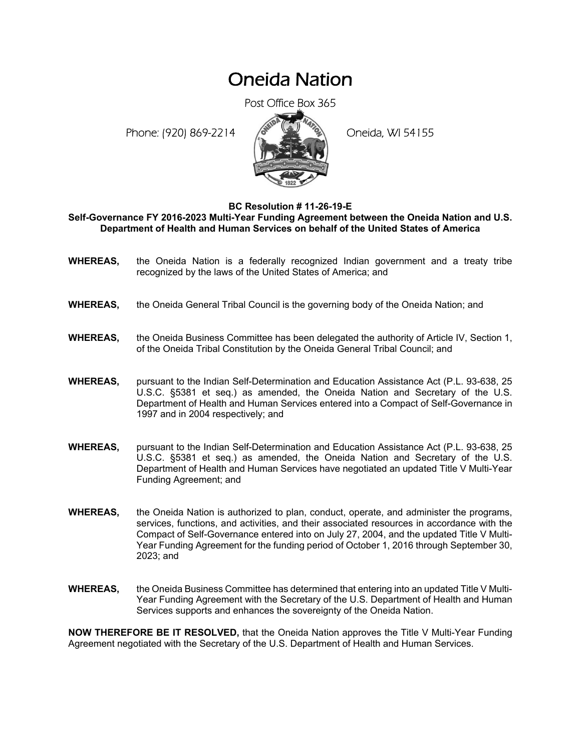# Oneida Nation

Post Office Box 365

Phone: (920) 869-2214 Oneida, WI 54155

**BC Resolution # 11-26-19-E**
**Self-Governance FY 2016-2023 Multi-Year Funding Agreement between the Oneida Nation and U.S. Department of Health and Human Services on behalf of the United States of America**

**WHEREAS,** the Oneida Nation is a federally recognized Indian government and a treaty tribe recognized by the laws of the United States of America; and

**WHEREAS,** the Oneida General Tribal Council is the governing body of the Oneida Nation; and

**WHEREAS,** the Oneida Business Committee has been delegated the authority of Article IV, Section 1, of the Oneida Tribal Constitution by the Oneida General Tribal Council; and

**WHEREAS,** pursuant to the Indian Self-Determination and Education Assistance Act (P.L. 93-638, 25 U.S.C. §5381 et seq.) as amended, the Oneida Nation and Secretary of the U.S. Department of Health and Human Services entered into a Compact of Self-Governance in 1997 and in 2004 respectively; and

**WHEREAS,** pursuant to the Indian Self-Determination and Education Assistance Act (P.L. 93-638, 25 U.S.C. §5381 et seq.) as amended, the Oneida Nation and Secretary of the U.S. Department of Health and Human Services have negotiated an updated Title V Multi-Year Funding Agreement; and

**WHEREAS,** the Oneida Nation is authorized to plan, conduct, operate, and administer the programs, services, functions, and activities, and their associated resources in accordance with the Compact of Self-Governance entered into on July 27, 2004, and the updated Title V Multi-Year Funding Agreement for the funding period of October 1, 2016 through September 30, 2023; and

**WHEREAS,** the Oneida Business Committee has determined that entering into an updated Title V Multi-Year Funding Agreement with the Secretary of the U.S. Department of Health and Human Services supports and enhances the sovereignty of the Oneida Nation.

**NOW THEREFORE BE IT RESOLVED,** that the Oneida Nation approves the Title V Multi-Year Funding Agreement negotiated with the Secretary of the U.S. Department of Health and Human Services.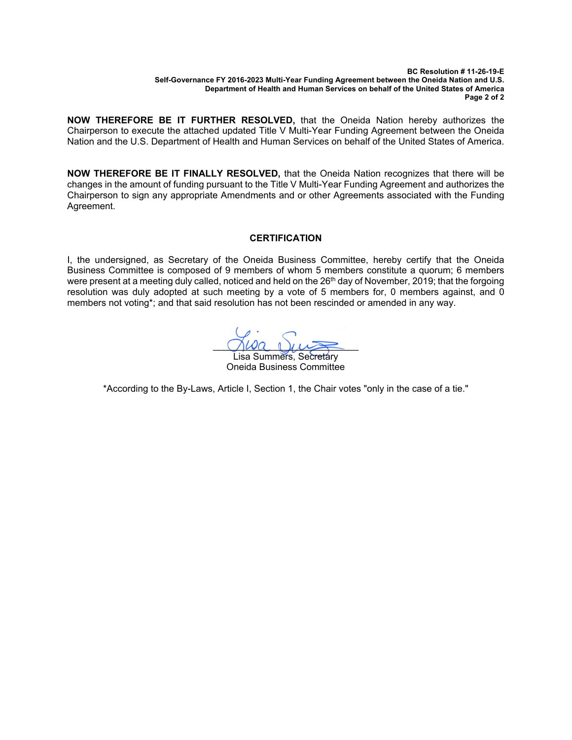**NOW THEREFORE BE IT FURTHER RESOLVED,** that the Oneida Nation hereby authorizes the Chairperson to execute the attached updated Title V Multi-Year Funding Agreement between the Oneida Nation and the U.S. Department of Health and Human Services on behalf of the United States of America.

**NOW THEREFORE BE IT FINALLY RESOLVED,** that the Oneida Nation recognizes that there will be changes in the amount of funding pursuant to the Title V Multi-Year Funding Agreement and authorizes the Chairperson to sign any appropriate Amendments and or other Agreements associated with the Funding Agreement.

## CERTIFICATION

I, the undersigned, as Secretary of the Oneida Business Committee, hereby certify that the Oneida Business Committee is composed of 9 members of whom 5 members constitute a quorum; 6 members were present at a meeting duly called, noticed and held on the 26th day of November, 2019; that the forgoing resolution was duly adopted at such meeting by a vote of 5 members for, 0 members against, and 0 members not voting*; and that said resolution has not been rescinded or amended in any way.

Lisa Summers, Secretary
Oneida Business Committee

*According to the By-Laws, Article I, Section 1, the Chair votes "only in the case of a tie."